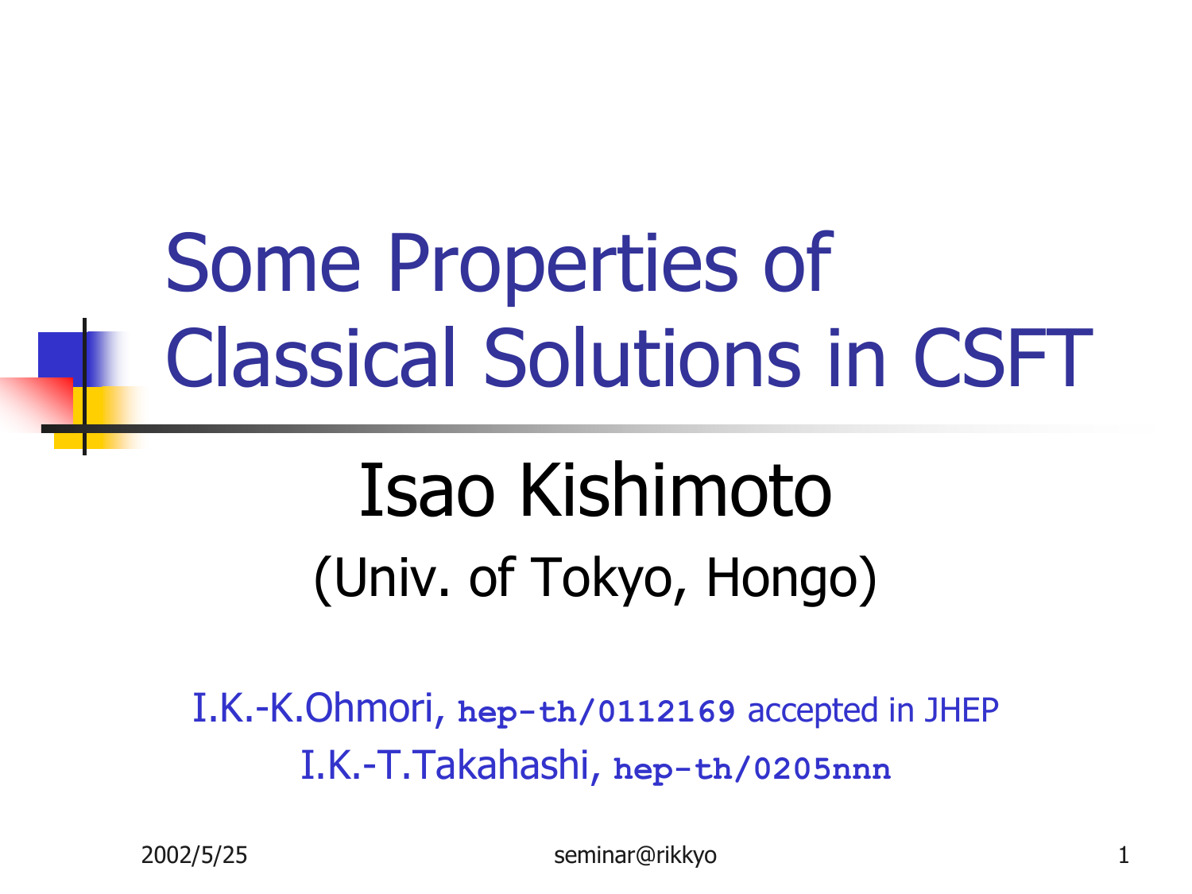# Some Properties of Classical Solutions in CSFT

## Isao Kishimoto

(Univ. of Tokyo, Hongo)

I.K.-K.Ohmori, **hep-th/0112169** accepted in JHEP

I.K.-T.Takahashi, **hep-th/0205nnn**

2002/5/25 seminar@rikkyo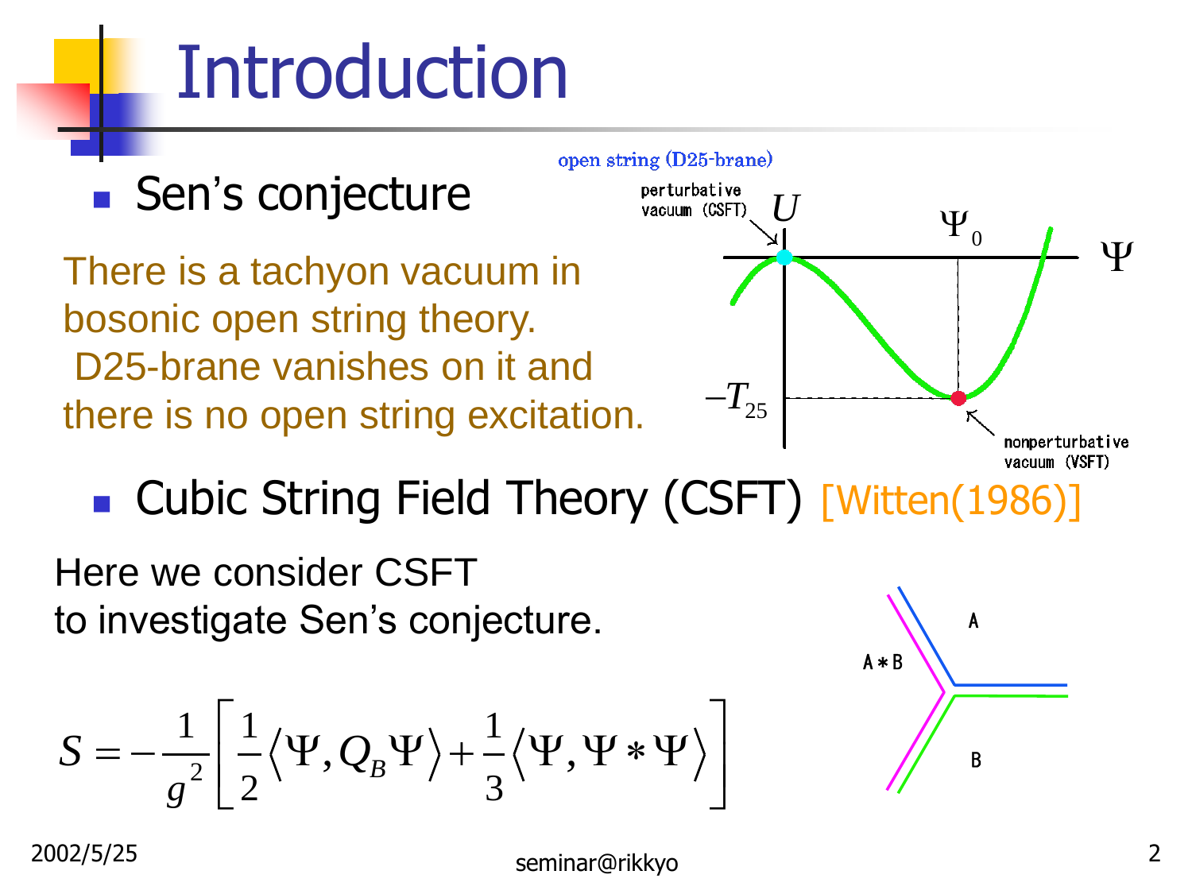# Introduction

- Sen's conjecture

There is a tachyon vacuum in bosonic open string theory. D25-brane vanishes on it and there is no open string excitation.

open string (D25-brane)

perturbative vacuum (CSFT)

$U$

$\Psi_0$

$\Psi$

$-T_{25}$

nonperturbative vacuum (VSFT)

- Cubic String Field Theory (CSFT) [Witten(1986)]

Here we consider CSFT
to investigate Sen's conjecture.

$$S = -\frac{1}{g^2}\left[\frac{1}{2}\left\langle \Psi, Q_B \Psi \right\rangle + \frac{1}{3}\left\langle \Psi, \Psi * \Psi \right\rangle\right]$$

A

A∗B

B

2002/5/25

seminar@rikkyo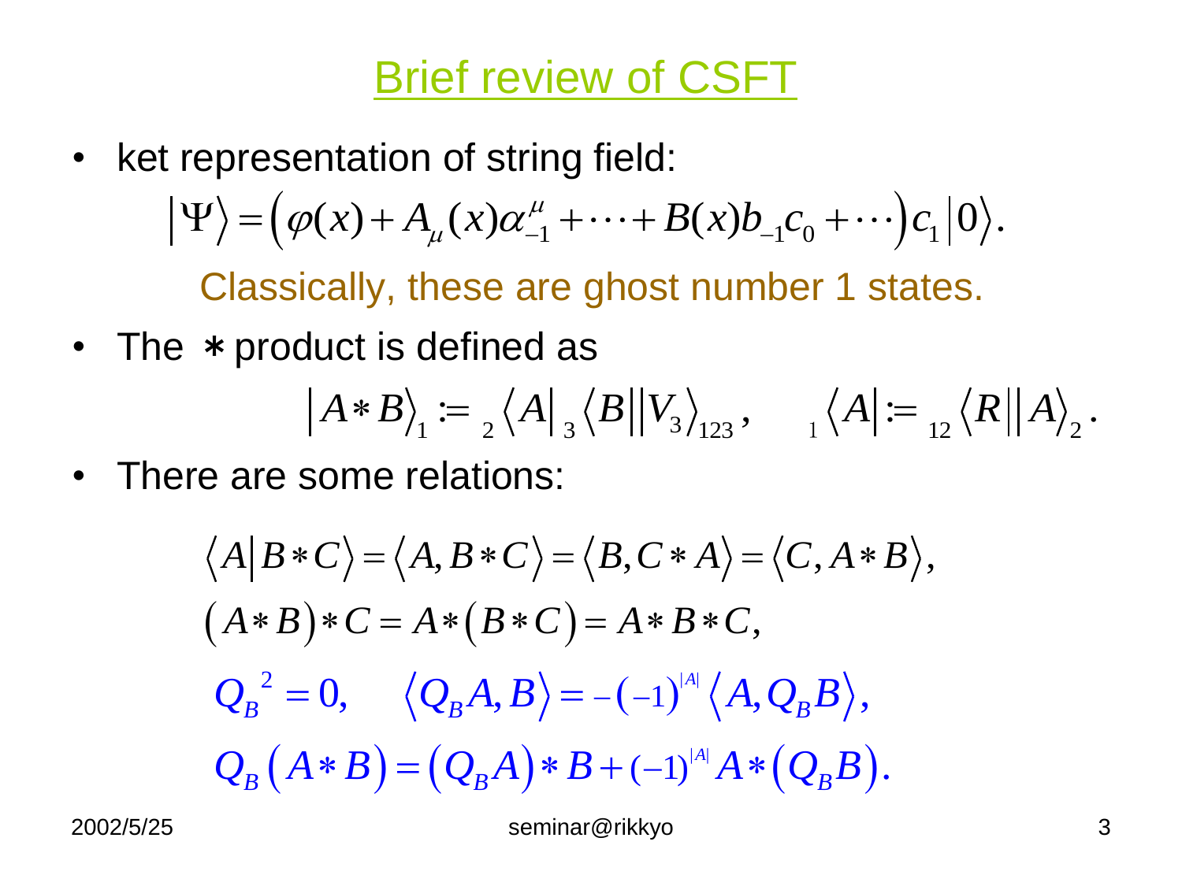# Brief review of CSFT

- ket representation of string field:

$$\left|\Psi\right\rangle = \left(\varphi(x) + A_\mu(x)\alpha_{-1}^\mu + \cdots + B(x)b_{-1}c_0 + \cdots\right)c_1\left|0\right\rangle.$$

Classically, these are ghost number 1 states.

- The $*$ product is defined as

$$\left|A * B\right\rangle_1 := {}_2\left\langle A\right| {}_3\left\langle B\right|\left|V_3\right\rangle_{123}, \qquad {}_1\left\langle A\right| := {}_{12}\left\langle R\right|\left|A\right\rangle_2.$$

- There are some relations:

$$\left\langle A\middle|B * C\right\rangle = \left\langle A, B * C\right\rangle = \left\langle B, C * A\right\rangle = \left\langle C, A * B\right\rangle,$$

$$\left(A * B\right) * C = A * \left(B * C\right) = A * B * C,$$

$$Q_B{}^2 = 0, \qquad \left\langle Q_B A, B\right\rangle = -(-1)^{|A|}\left\langle A, Q_B B\right\rangle,$$

$$Q_B\left(A * B\right) = \left(Q_B A\right) * B + (-1)^{|A|} A * \left(Q_B B\right).$$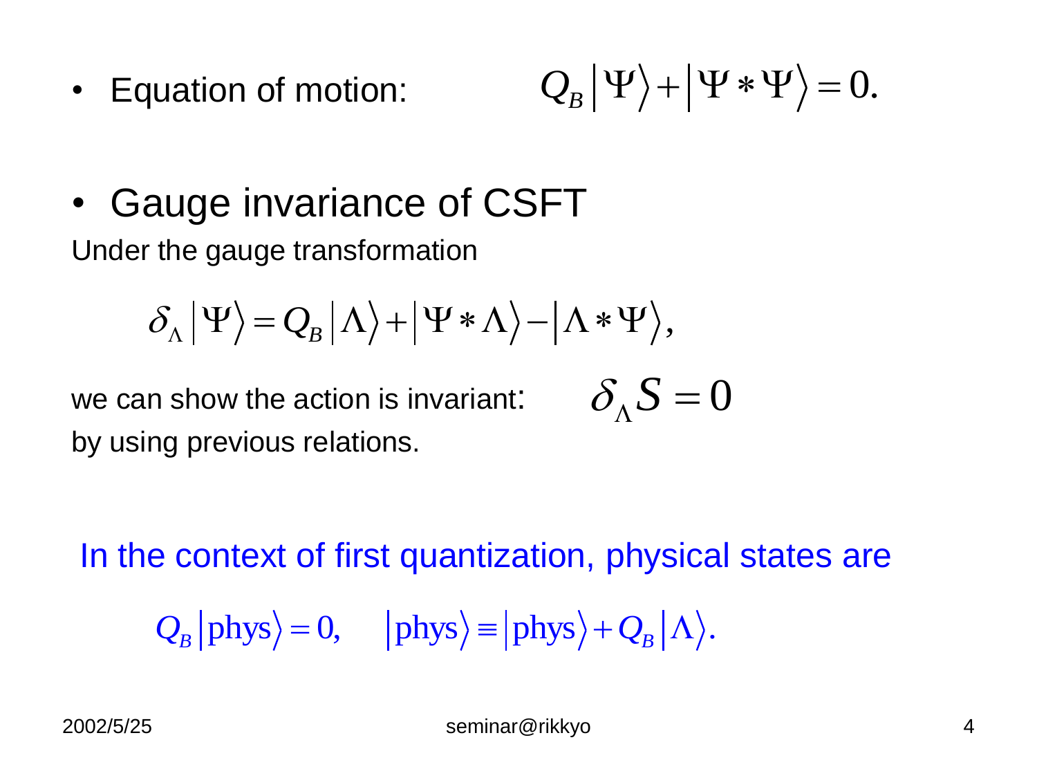- Equation of motion: $$Q_B \left|\Psi\right\rangle + \left|\Psi * \Psi\right\rangle = 0.$$

- Gauge invariance of CSFT

Under the gauge transformation

$$\delta_\Lambda \left|\Psi\right\rangle = Q_B \left|\Lambda\right\rangle + \left|\Psi * \Lambda\right\rangle - \left|\Lambda * \Psi\right\rangle,$$

we can show the action is invariant: $\delta_\Lambda S = 0$

by using previous relations.

In the context of first quantization, physical states are

$$Q_B \left|\text{phys}\right\rangle = 0, \quad \left|\text{phys}\right\rangle \equiv \left|\text{phys}\right\rangle + Q_B \left|\Lambda\right\rangle.$$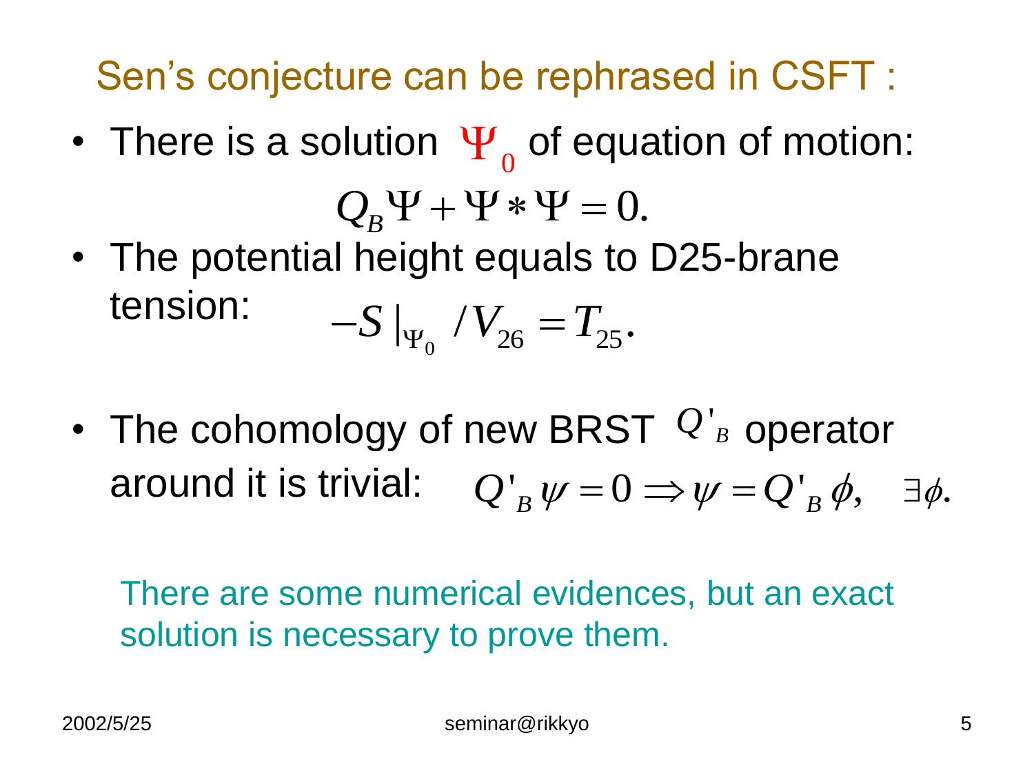## Sen's conjecture can be rephrased in CSFT :

- There is a solution $\Psi_0$ of equation of motion:

$$Q_B \Psi + \Psi * \Psi = 0.$$

- The potential height equals to D25-brane tension: $-S|_{\Psi_0} / V_{26} = T_{25}.$

- The cohomology of new BRST $Q'_B$ operator around it is trivial: $Q'_B \psi = 0 \Rightarrow \psi = Q'_B \phi, \quad \exists \phi.$

There are some numerical evidences, but an exact solution is necessary to prove them.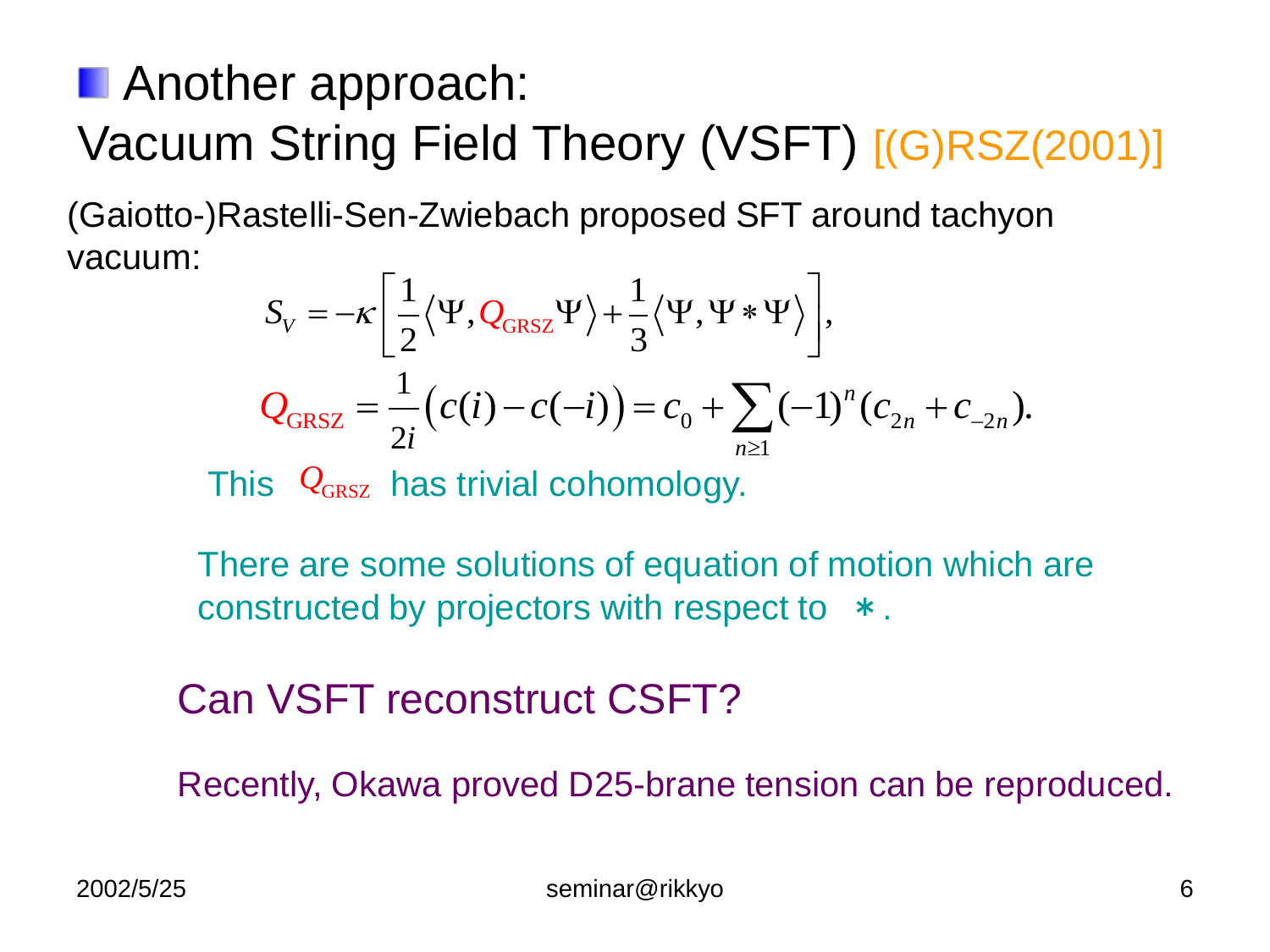## Another approach: Vacuum String Field Theory (VSFT) [(G)RSZ(2001)]

(Gaiotto-)Rastelli-Sen-Zwiebach proposed SFT around tachyon vacuum:

$$S_V = -\kappa\left[\frac{1}{2}\langle\Psi, Q_{\mathrm{GRSZ}}\Psi\rangle + \frac{1}{3}\langle\Psi, \Psi*\Psi\rangle\right],$$

$$Q_{\mathrm{GRSZ}} = \frac{1}{2i}\big(c(i) - c(-i)\big) = c_0 + \sum_{n\geq 1}(-1)^n(c_{2n} + c_{-2n}).$$

This $Q_{\mathrm{GRSZ}}$ has trivial cohomology.

There are some solutions of equation of motion which are constructed by projectors with respect to $*$.

Can VSFT reconstruct CSFT?

Recently, Okawa proved D25-brane tension can be reproduced.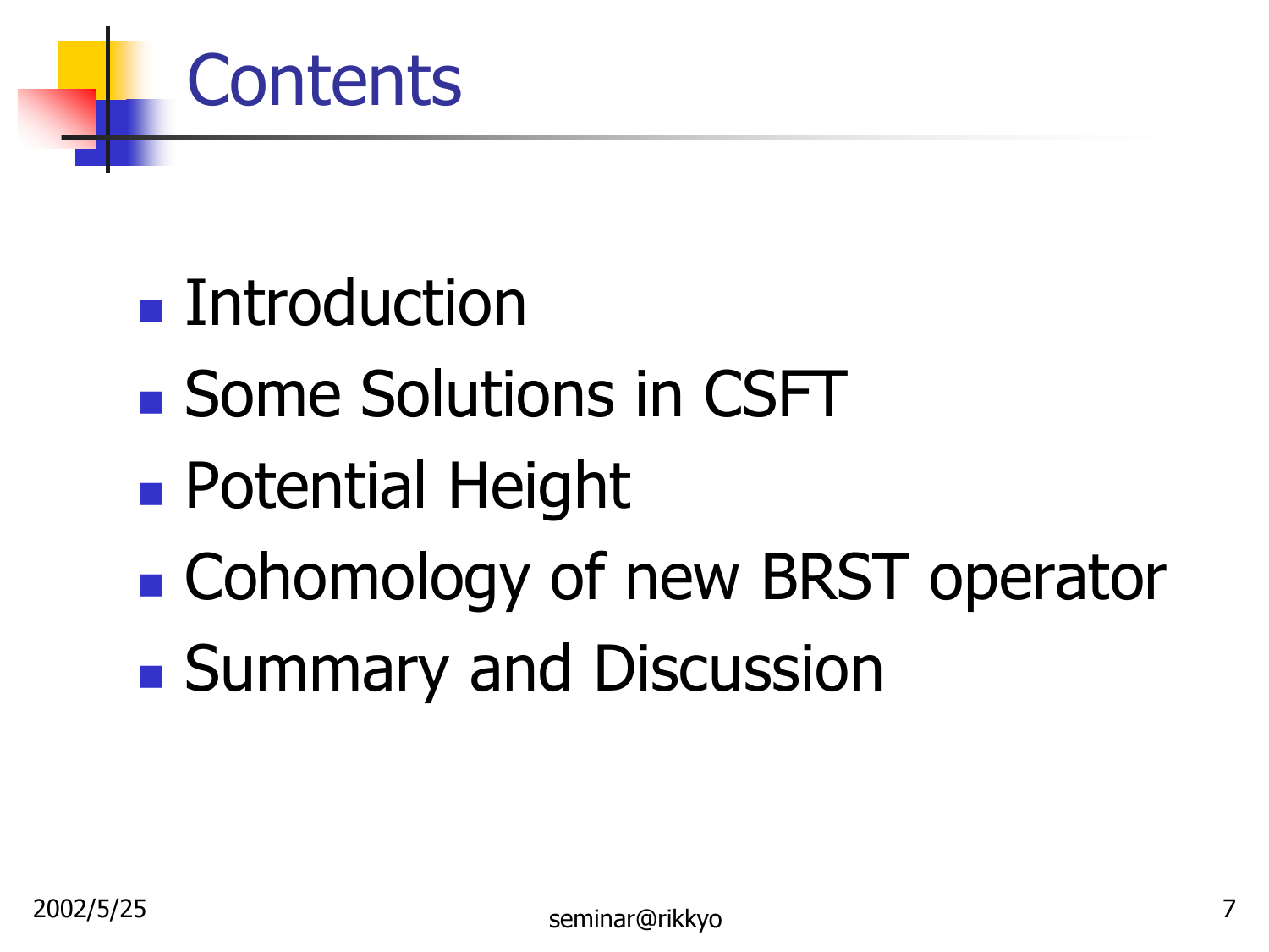# Contents

- Introduction
- Some Solutions in CSFT
- Potential Height
- Cohomology of new BRST operator
- Summary and Discussion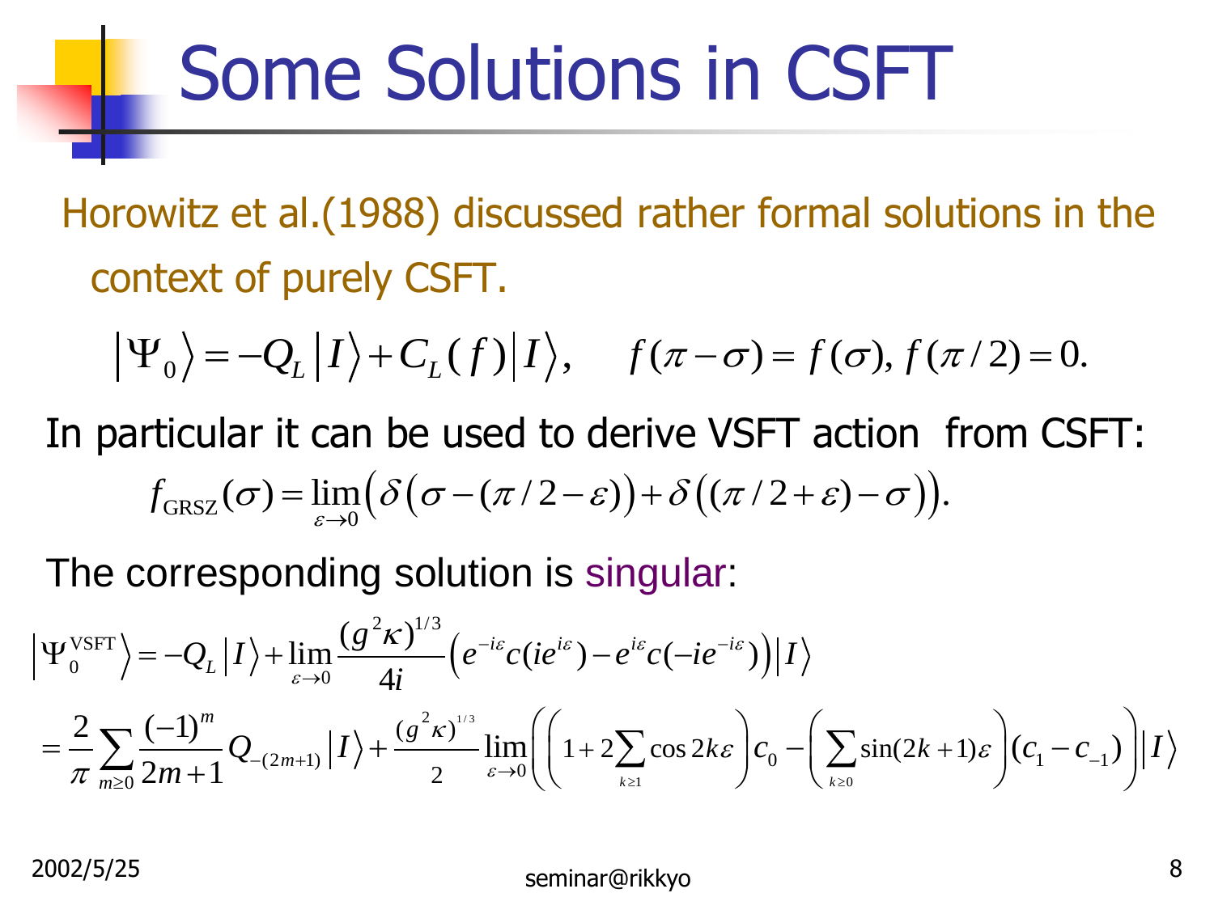# Some Solutions in CSFT

Horowitz et al.(1988) discussed rather formal solutions in the context of purely CSFT.

$$\left|\Psi_0\right\rangle = -Q_L\left|I\right\rangle + C_L(f)\left|I\right\rangle, \qquad f(\pi-\sigma)=f(\sigma),\, f(\pi/2)=0.$$

In particular it can be used to derive VSFT action from CSFT:

$$f_{\rm GRSZ}(\sigma)=\lim_{\varepsilon\to 0}\Big(\delta\big(\sigma-(\pi/2-\varepsilon)\big)+\delta\big((\pi/2+\varepsilon)-\sigma\big)\Big).$$

The corresponding solution is singular:

$$\begin{aligned}
\left|\Psi_0^{\rm VSFT}\right\rangle &= -Q_L\left|I\right\rangle + \lim_{\varepsilon\to 0}\frac{(g^2\kappa)^{1/3}}{4i}\left(e^{-i\varepsilon}c(ie^{i\varepsilon})-e^{i\varepsilon}c(-ie^{-i\varepsilon})\right)\left|I\right\rangle \\
&= \frac{2}{\pi}\sum_{m\geq 0}\frac{(-1)^m}{2m+1}Q_{-(2m+1)}\left|I\right\rangle + \frac{(g^2\kappa)^{1/3}}{2}\lim_{\varepsilon\to 0}\left(\left(1+2\sum_{k\geq 1}\cos 2k\varepsilon\right)c_0-\left(\sum_{k\geq 0}\sin(2k+1)\varepsilon\right)(c_1-c_{-1})\right)\left|I\right\rangle
\end{aligned}$$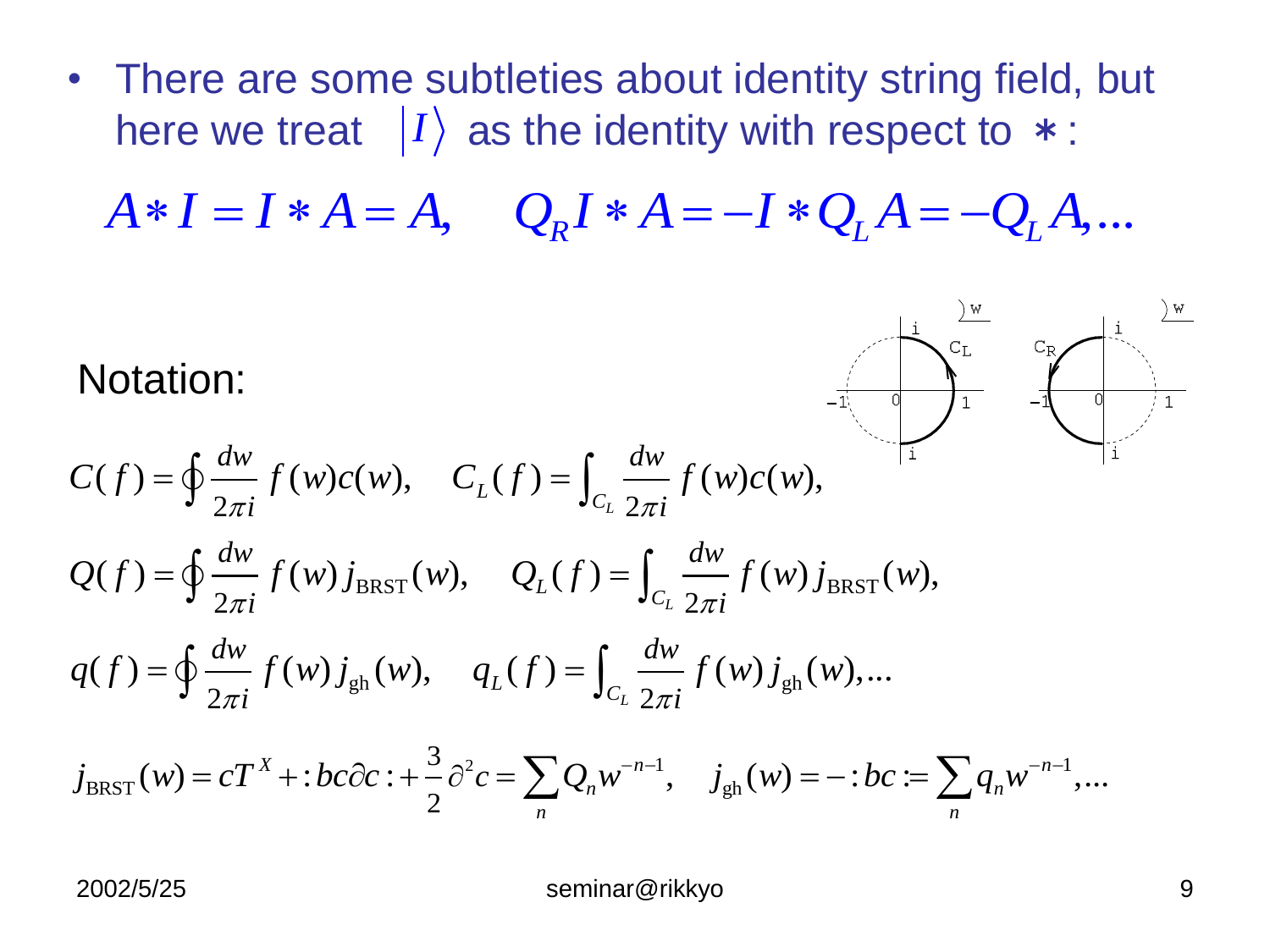- There are some subtleties about identity string field, but here we treat $|I\rangle$ as the identity with respect to $*$:

$$A * I = I * A = A, \quad Q_R I * A = -I * Q_L A = -Q_L A, \ldots$$

Notation:

$$C(f) = \oint \frac{dw}{2\pi i} f(w) c(w), \quad C_L(f) = \int_{C_L} \frac{dw}{2\pi i} f(w) c(w),$$

$$Q(f) = \oint \frac{dw}{2\pi i} f(w) j_{\mathrm{BRST}}(w), \quad Q_L(f) = \int_{C_L} \frac{dw}{2\pi i} f(w) j_{\mathrm{BRST}}(w),$$

$$q(f) = \oint \frac{dw}{2\pi i} f(w) j_{\mathrm{gh}}(w), \quad q_L(f) = \int_{C_L} \frac{dw}{2\pi i} f(w) j_{\mathrm{gh}}(w), \ldots$$

$$j_{\mathrm{BRST}}(w) = cT^X + :bc\partial c: + \frac{3}{2}\partial^2 c = \sum_n Q_n w^{-n-1}, \quad j_{\mathrm{gh}}(w) = -:bc: = \sum_n q_n w^{-n-1}, \ldots$$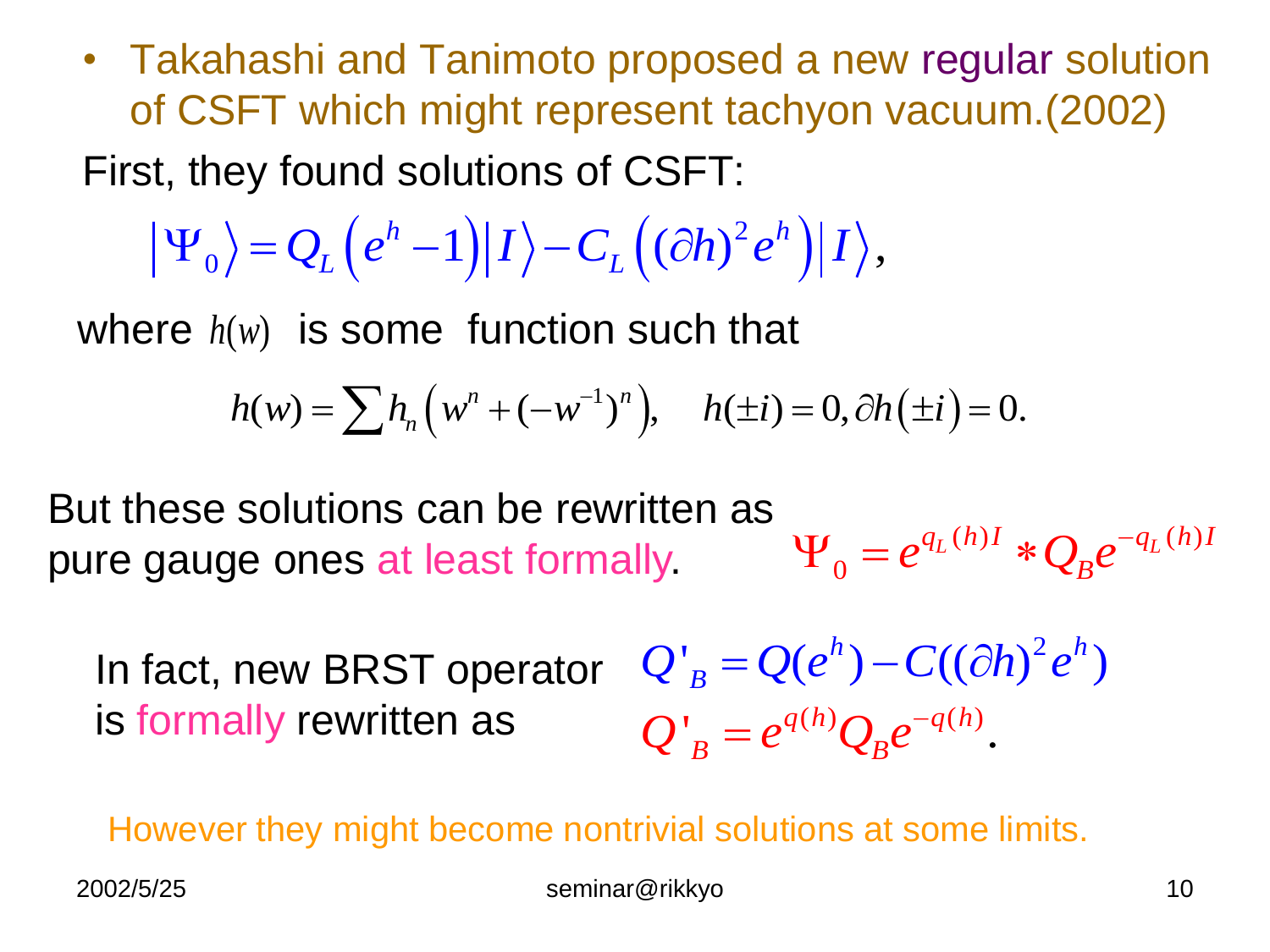- Takahashi and Tanimoto proposed a new regular solution of CSFT which might represent tachyon vacuum.(2002)

First, they found solutions of CSFT:

$$\left|\Psi_0\right\rangle = Q_L\left(e^h - 1\right)\left|I\right\rangle - C_L\left((\partial h)^2 e^h\right)\left|I\right\rangle,$$

where $h(w)$ is some function such that

$$h(w) = \sum h_n\left(w^n + (-w^{-1})^n\right), \quad h(\pm i) = 0, \partial h\left(\pm i\right) = 0.$$

But these solutions can be rewritten as pure gauge ones at least formally.

$$\Psi_0 = e^{q_L(h)I} * Q_B e^{-q_L(h)I}$$

In fact, new BRST operator is formally rewritten as

$$Q'_B = Q(e^h) - C((\partial h)^2 e^h)$$

$$Q'_B = e^{q(h)} Q_B e^{-q(h)}.$$

However they might become nontrivial solutions at some limits.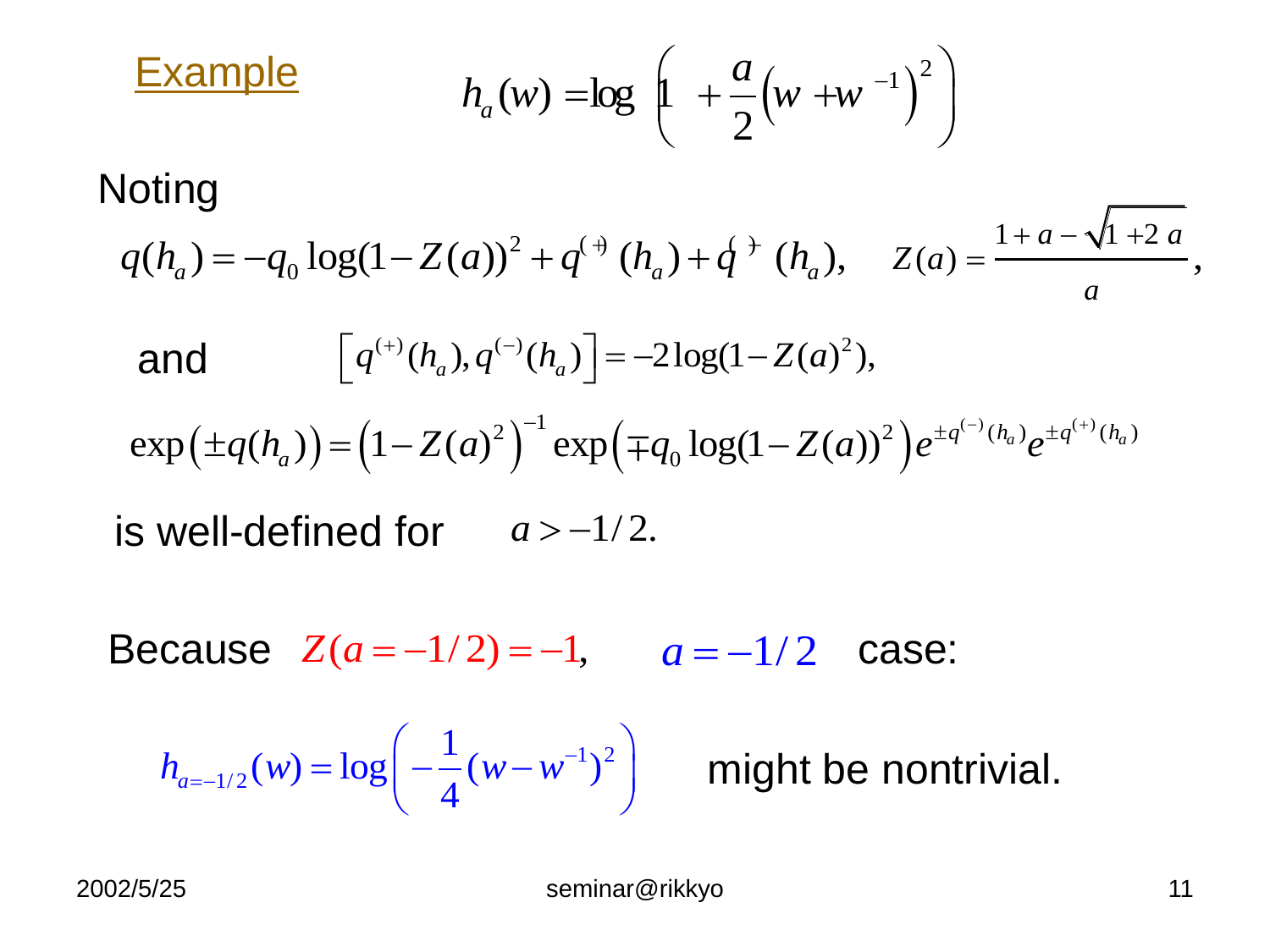## Example

$$h_a(w) = \log\left(1 + \frac{a}{2}\left(w + w^{-1}\right)^2\right)$$

Noting

$$q(h_a) = -q_0 \log(1 - Z(a))^2 + q^{(+)}(h_a) + q^{(-)}(h_a), \qquad Z(a) = \frac{1 + a - \sqrt{1 + 2a}}{a},$$

and $\left[q^{(+)}(h_a), q^{(-)}(h_a)\right] = -2\log(1 - Z(a)^2),$

$$\exp\left(\pm q(h_a)\right) = \left(1 - Z(a)^2\right)^{-1} \exp\left(\mp q_0 \log(1 - Z(a))^2\right) e^{\pm q^{(-)}(h_a)} e^{\pm q^{(+)}(h_a)}$$

is well-defined for $a > -1/2.$

Because $Z(a = -1/2) = -1,$ $a = -1/2$ case:

$$h_{a=-1/2}(w) = \log\left(-\frac{1}{4}(w - w^{-1})^2\right)$$

might be nontrivial.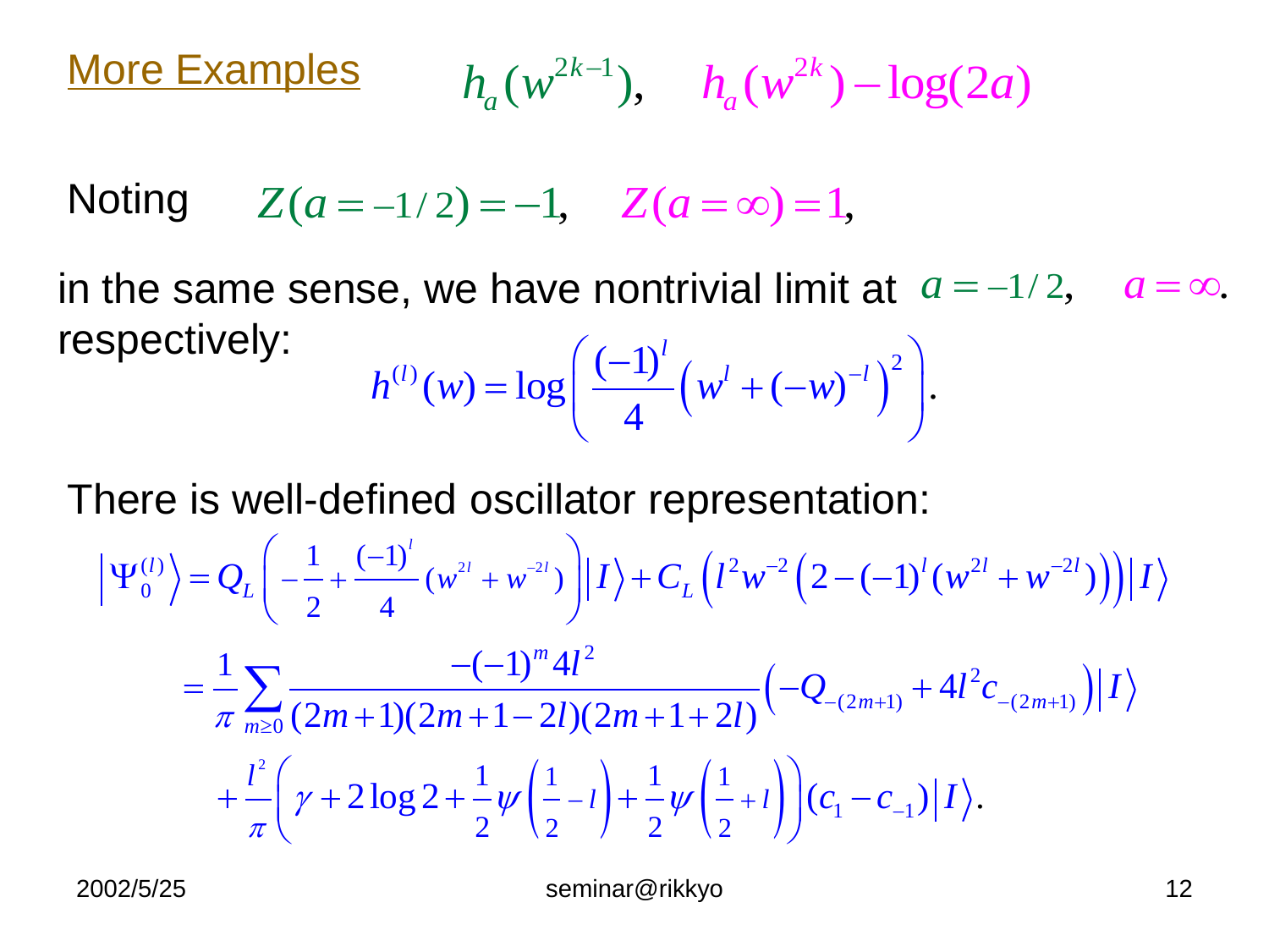## More Examples

$$h_a(w^{2k-1}), \quad h_a(w^{2k}) - \log(2a)$$

Noting $Z(a=-1/2)=-1, \quad Z(a=\infty)=1,$

in the same sense, we have nontrivial limit at $a=-1/2, \quad a=\infty.$ respectively:

$$h^{(l)}(w) = \log\left(\frac{(-1)^l}{4}\left(w^l + (-w)^{-l}\right)^2\right).$$

There is well-defined oscillator representation:

$$
\begin{aligned}
\left|\Psi_0^{(l)}\right\rangle &= Q_L\left(-\frac{1}{2}+\frac{(-1)^l}{4}(w^{2l}+w^{-2l})\right)\left|I\right\rangle + C_L\left(l^2 w^{-2}\left(2-(-1)^l(w^{2l}+w^{-2l})\right)\right)\left|I\right\rangle \\
&= \frac{1}{\pi}\sum_{m\geq 0}\frac{-(-1)^m 4l^2}{(2m+1)(2m+1-2l)(2m+1+2l)}\left(-Q_{-(2m+1)}+4l^2 c_{-(2m+1)}\right)\left|I\right\rangle \\
&\quad + \frac{l^2}{\pi}\left(\gamma + 2\log 2 + \frac{1}{2}\psi\left(\frac{1}{2}-l\right)+\frac{1}{2}\psi\left(\frac{1}{2}+l\right)\right)(c_1 - c_{-1})\left|I\right\rangle.
\end{aligned}
$$

2002/5/25 seminar@rikkyo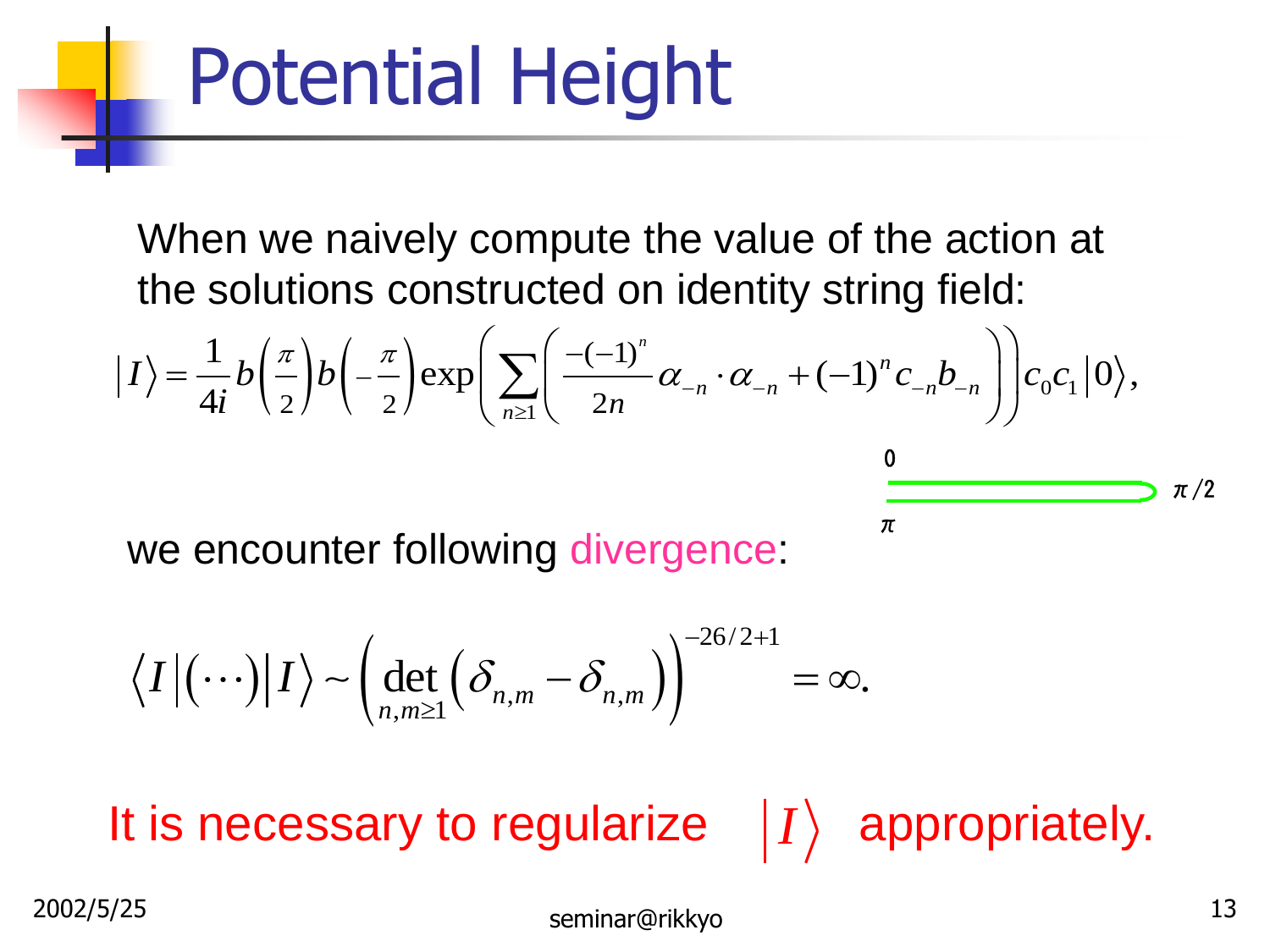# Potential Height

When we naively compute the value of the action at the solutions constructed on identity string field:

$$\left|I\right\rangle = \frac{1}{4i} b\left(\frac{\pi}{2}\right) b\left(-\frac{\pi}{2}\right) \exp\left( \sum_{n\geq 1} \left( \frac{-(-1)^n}{2n} \alpha_{-n} \cdot \alpha_{-n} + (-1)^n c_{-n} b_{-n} \right) \right) c_0 c_1 \left|0\right\rangle,$$

0 — $\pi/2$ — $\pi$

we encounter following divergence:

$$\left\langle I \right| (\cdots) \left| I \right\rangle \sim \left( \det_{n,m\geq 1} \left( \delta_{n,m} - \delta_{n,m} \right) \right)^{-26/2+1} = \infty.$$

It is necessary to regularize $\left|I\right\rangle$ appropriately.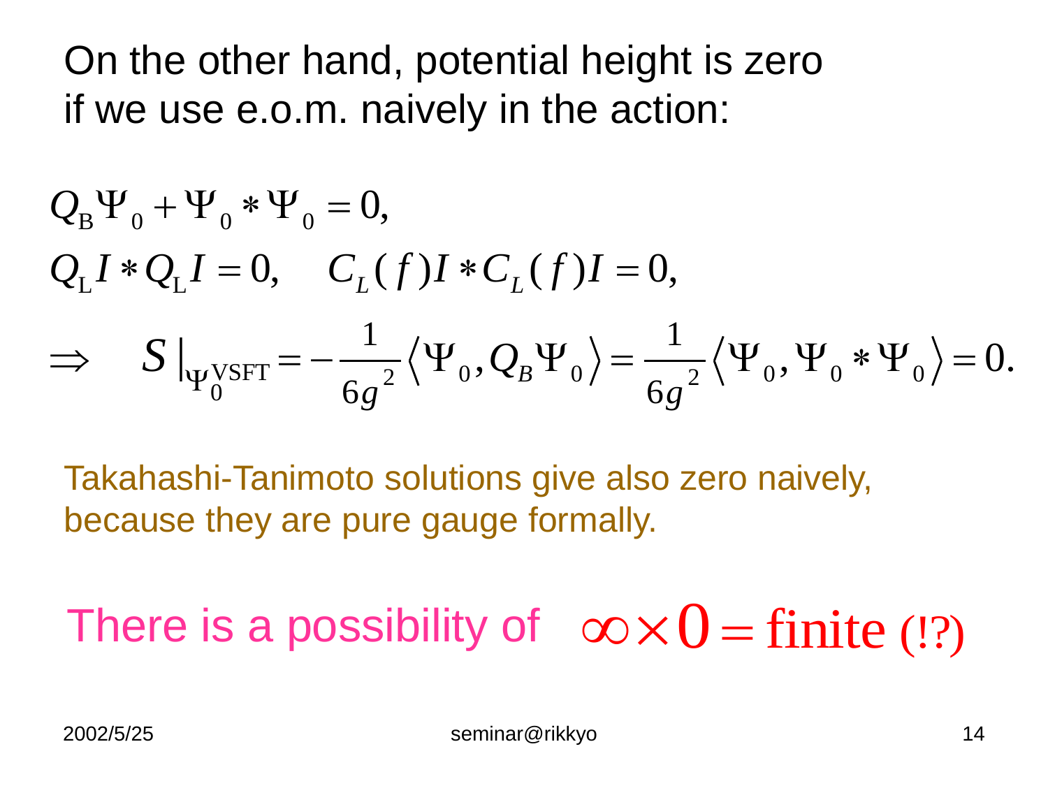On the other hand, potential height is zero if we use e.o.m. naively in the action:

$$Q_{\mathrm{B}}\Psi_0 + \Psi_0 * \Psi_0 = 0,$$

$$Q_{\mathrm{L}} I * Q_{\mathrm{L}} I = 0, \quad C_L(f) I * C_L(f) I = 0,$$

$$\Rightarrow \quad S\,|_{\Psi_0^{\mathrm{VSFT}}} = -\frac{1}{6g^2}\left\langle \Psi_0, Q_B \Psi_0 \right\rangle = \frac{1}{6g^2}\left\langle \Psi_0, \Psi_0 * \Psi_0 \right\rangle = 0.$$

Takahashi-Tanimoto solutions give also zero naively, because they are pure gauge formally.

There is a possibility of $\infty \times 0 = \mathrm{finite}$ (!?)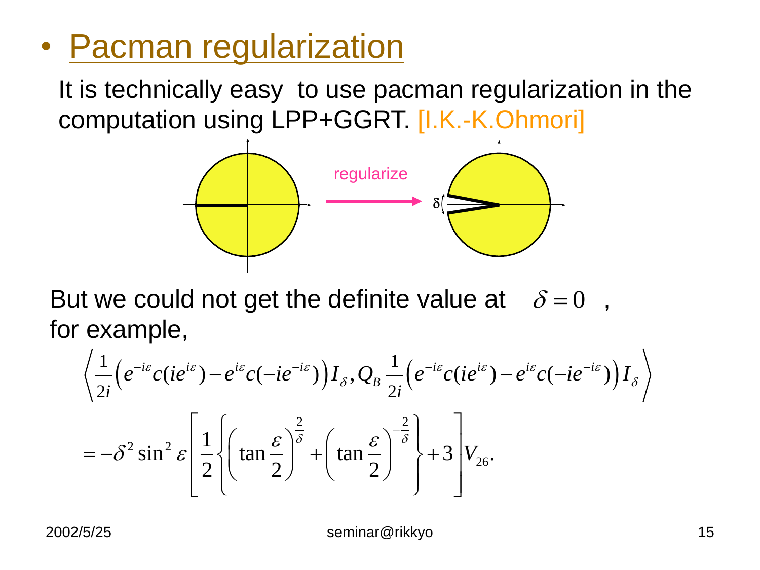- **Pacman regularization**

It is technically easy to use pacman regularization in the computation using LPP+GGRT. [I.K.-K.Ohmori]

regularize

$\delta$

But we could not get the definite value at $\delta = 0$ , for example,

$$\left\langle \frac{1}{2i}\left(e^{-i\varepsilon}c(ie^{i\varepsilon}) - e^{i\varepsilon}c(-ie^{-i\varepsilon})\right)I_\delta, Q_B \frac{1}{2i}\left(e^{-i\varepsilon}c(ie^{i\varepsilon}) - e^{i\varepsilon}c(-ie^{-i\varepsilon})\right)I_\delta \right\rangle$$

$$= -\delta^2 \sin^2 \varepsilon \left[ \frac{1}{2}\left\{ \left(\tan\frac{\varepsilon}{2}\right)^{\frac{2}{\delta}} + \left(\tan\frac{\varepsilon}{2}\right)^{-\frac{2}{\delta}} \right\} + 3 \right] V_{26}.$$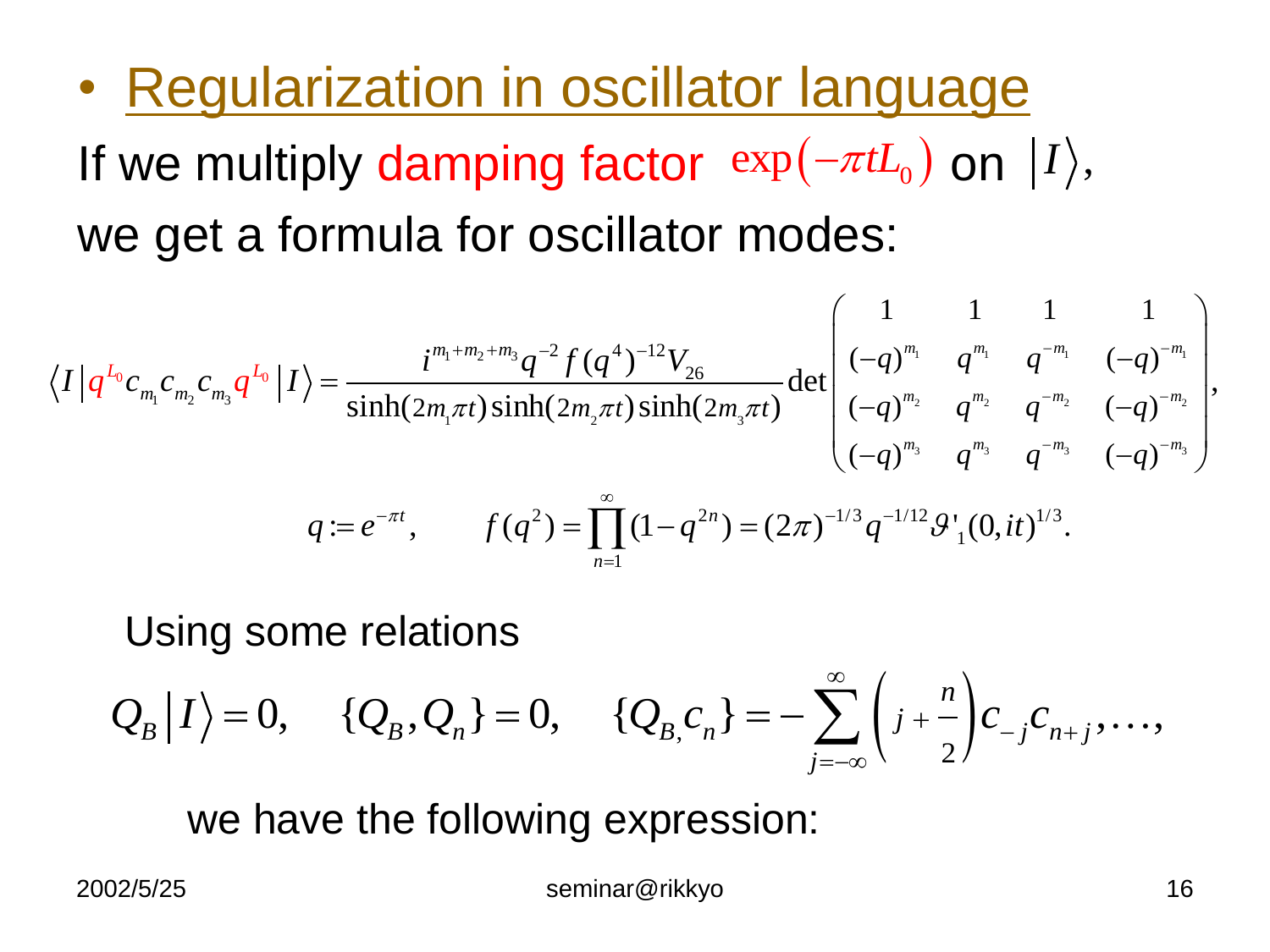- Regularization in oscillator language

If we multiply damping factor $\exp(-\pi t L_0)$ on $|I\rangle$,

we get a formula for oscillator modes:

$$\langle I | q^{L_0} c_{m_1} c_{m_2} c_{m_3} q^{L_0} | I \rangle = \frac{i^{m_1+m_2+m_3} q^{-2} f(q^4)^{-12} V_{26}}{\sinh(2m_1\pi t)\sinh(2m_2\pi t)\sinh(2m_3\pi t)} \det \begin{pmatrix} 1 & 1 & 1 & 1 \\ (-q)^{m_1} & q^{m_1} & q^{-m_1} & (-q)^{-m_1} \\ (-q)^{m_2} & q^{m_2} & q^{-m_2} & (-q)^{-m_2} \\ (-q)^{m_3} & q^{m_3} & q^{-m_3} & (-q)^{-m_3} \end{pmatrix},$$

$$q := e^{-\pi t}, \qquad f(q^2) = \prod_{n=1}^{\infty}(1-q^{2n}) = (2\pi)^{-1/3} q^{-1/12} \vartheta'_1(0,it)^{1/3}.$$

Using some relations

$$Q_B | I \rangle = 0, \quad \{Q_B, Q_n\} = 0, \quad \{Q_B, c_n\} = -\sum_{j=-\infty}^{\infty}\left(j + \frac{n}{2}\right) c_{-j} c_{n+j}, \ldots,$$

we have the following expression: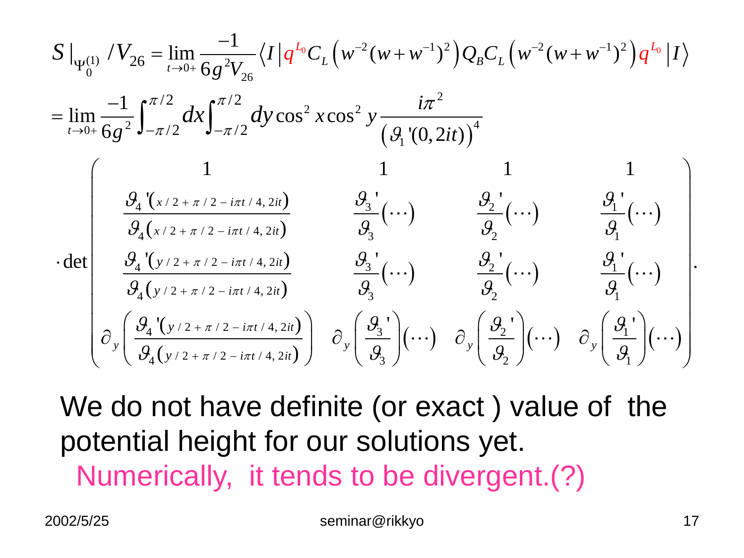$$S|_{\Psi_0^{(1)}} / V_{26} = \lim_{t \to 0+} \frac{-1}{6g^2 V_{26}} \langle I | q^{L_0} C_L \left( w^{-2}(w+w^{-1})^2 \right) Q_B C_L \left( w^{-2}(w+w^{-1})^2 \right) q^{L_0} | I \rangle$$

$$= \lim_{t \to 0+} \frac{-1}{6g^2} \int_{-\pi/2}^{\pi/2} dx \int_{-\pi/2}^{\pi/2} dy \cos^2 x \cos^2 y \frac{i\pi^2}{\left( \vartheta_1{}'(0, 2it) \right)^4}$$

$$\cdot \det \begin{pmatrix} 1 & 1 & 1 & 1 \\ \dfrac{\vartheta_4{}'(x/2+\pi/2-i\pi t/4, 2it)}{\vartheta_4(x/2+\pi/2-i\pi t/4, 2it)} & \dfrac{\vartheta_3{}'}{\vartheta_3}(\cdots) & \dfrac{\vartheta_2{}'}{\vartheta_2}(\cdots) & \dfrac{\vartheta_1{}'}{\vartheta_1}(\cdots) \\ \dfrac{\vartheta_4{}'(y/2+\pi/2-i\pi t/4, 2it)}{\vartheta_4(y/2+\pi/2-i\pi t/4, 2it)} & \dfrac{\vartheta_3{}'}{\vartheta_3}(\cdots) & \dfrac{\vartheta_2{}'}{\vartheta_2}(\cdots) & \dfrac{\vartheta_1{}'}{\vartheta_1}(\cdots) \\ \partial_y \left( \dfrac{\vartheta_4{}'(y/2+\pi/2-i\pi t/4, 2it)}{\vartheta_4(y/2+\pi/2-i\pi t/4, 2it)} \right) & \partial_y \left( \dfrac{\vartheta_3{}'}{\vartheta_3} \right)(\cdots) & \partial_y \left( \dfrac{\vartheta_2{}'}{\vartheta_2} \right)(\cdots) & \partial_y \left( \dfrac{\vartheta_1{}'}{\vartheta_1} \right)(\cdots) \end{pmatrix}.$$

We do not have definite (or exact ) value of the potential height for our solutions yet.

Numerically, it tends to be divergent.(?)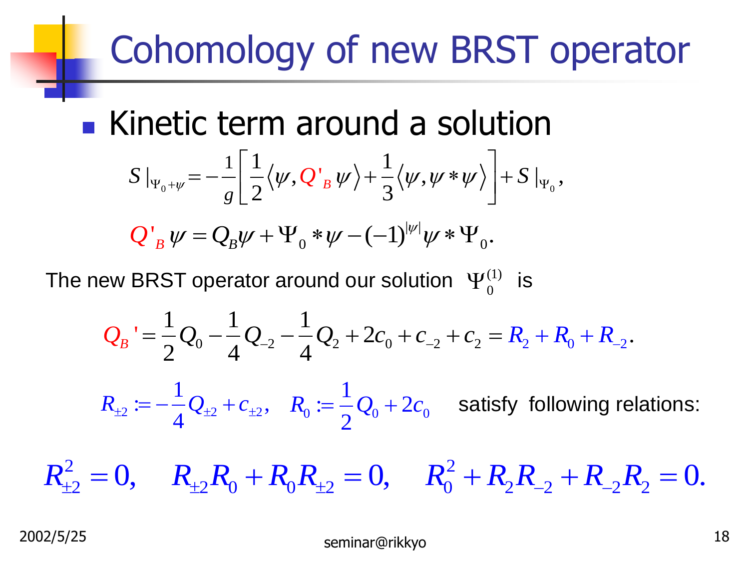# Cohomology of new BRST operator

- Kinetic term around a solution

$$S|_{\Psi_0+\psi} = -\frac{1}{g}\left[\frac{1}{2}\langle\psi, Q'_B\psi\rangle + \frac{1}{3}\langle\psi, \psi * \psi\rangle\right] + S|_{\Psi_0},$$

$$Q'_B\psi = Q_B\psi + \Psi_0 * \psi - (-1)^{|\psi|}\psi * \Psi_0.$$

The new BRST operator around our solution $\Psi_0^{(1)}$ is

$$Q_B' = \frac{1}{2}Q_0 - \frac{1}{4}Q_{-2} - \frac{1}{4}Q_2 + 2c_0 + c_{-2} + c_2 = R_2 + R_0 + R_{-2}.$$

$R_{\pm 2} := -\frac{1}{4}Q_{\pm 2} + c_{\pm 2}, \quad R_0 := \frac{1}{2}Q_0 + 2c_0$ satisfy following relations:

$$R_{\pm 2}^2 = 0, \quad R_{\pm 2}R_0 + R_0 R_{\pm 2} = 0, \quad R_0^2 + R_2 R_{-2} + R_{-2}R_2 = 0.$$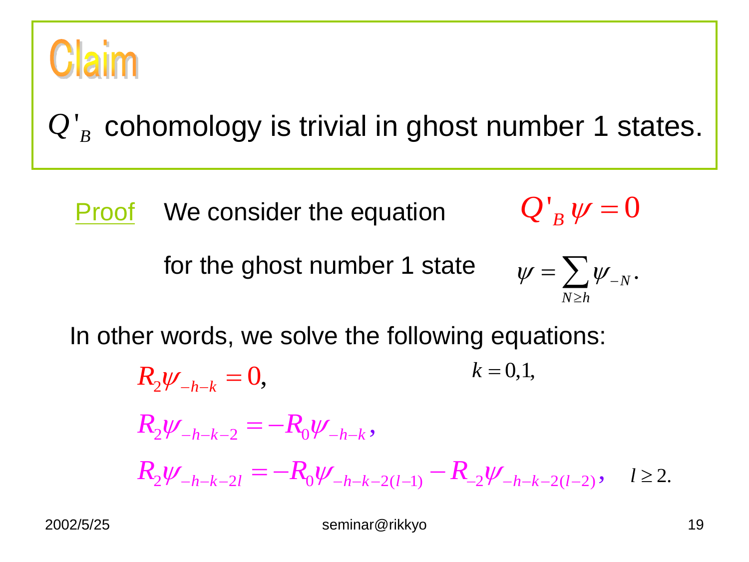# Claim

$Q'_B$ cohomology is trivial in ghost number 1 states.

<u>Proof</u> We consider the equation $Q'_B \psi = 0$

for the ghost number 1 state $\psi = \sum_{N \geq h} \psi_{-N}.$

In other words, we solve the following equations:

$$R_2 \psi_{-h-k} = 0, \qquad k = 0, 1,$$

$$R_2 \psi_{-h-k-2} = -R_0 \psi_{-h-k},$$

$$R_2 \psi_{-h-k-2l} = -R_0 \psi_{-h-k-2(l-1)} - R_{-2} \psi_{-h-k-2(l-2)}, \qquad l \geq 2.$$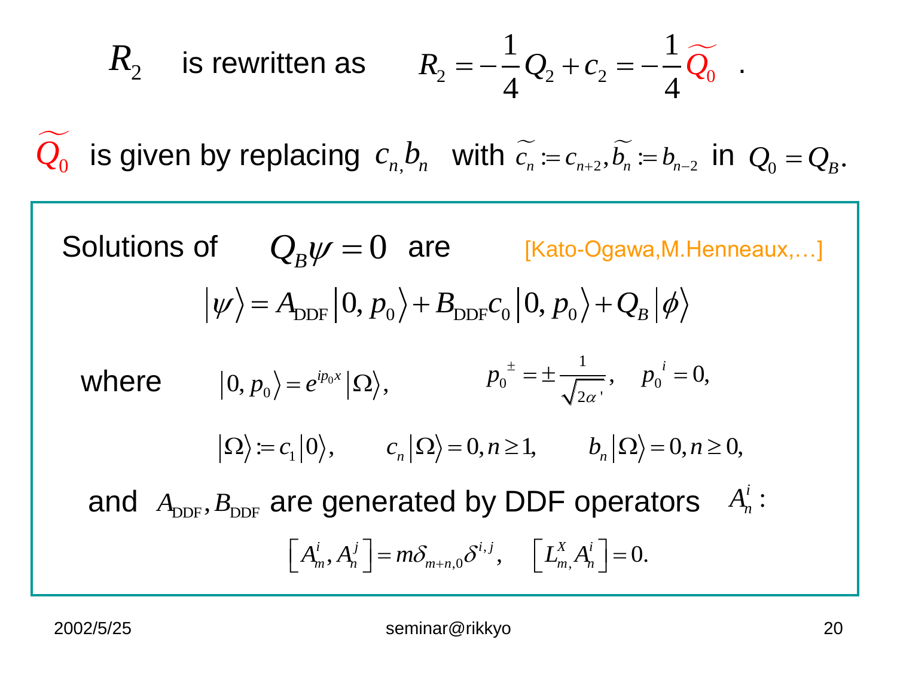$R_2$ is rewritten as $R_2 = -\frac{1}{4}Q_2 + c_2 = -\frac{1}{4}\widetilde{Q_0}$ .

$\widetilde{Q_0}$ is given by replacing $c_n, b_n$ with $\widetilde{c_n} := c_{n+2}, \widetilde{b_n} := b_{n-2}$ in $Q_0 = Q_B$.

Solutions of $Q_B \psi = 0$ are [Kato-Ogawa,M.Henneaux,…]

$$\left|\psi\right\rangle = A_{\rm DDF}\left|0, p_0\right\rangle + B_{\rm DDF} c_0 \left|0, p_0\right\rangle + Q_B\left|\phi\right\rangle$$

where $\left|0, p_0\right\rangle = e^{ip_0 x}\left|\Omega\right\rangle,$ $\quad p_0{}^{\pm} = \pm\frac{1}{\sqrt{2\alpha'}}, \quad p_0{}^{i} = 0,$

$$\left|\Omega\right\rangle := c_1\left|0\right\rangle, \qquad c_n\left|\Omega\right\rangle = 0, n \geq 1, \qquad b_n\left|\Omega\right\rangle = 0, n \geq 0,$$

and $A_{\rm DDF}, B_{\rm DDF}$ are generated by DDF operators $A_n^i$ :

$$\left[A_m^i, A_n^j\right] = m\delta_{m+n,0}\delta^{i,j}, \qquad \left[L_{m,}^X A_n^i\right] = 0.$$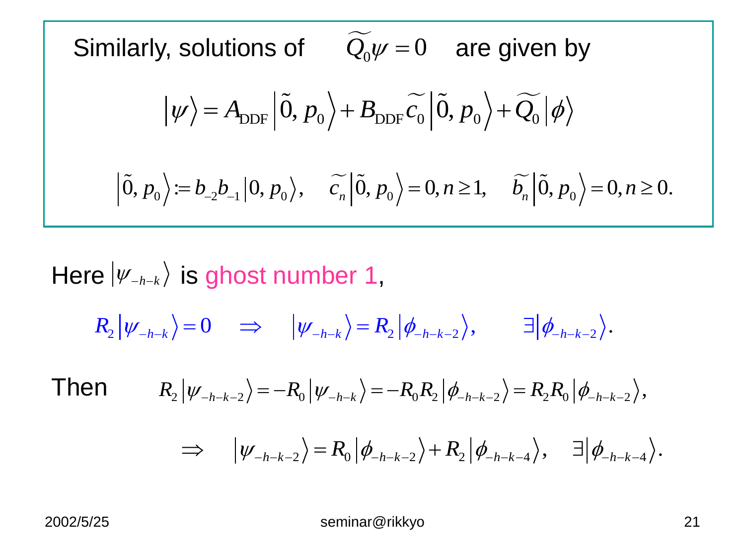Similarly, solutions of $\widetilde{Q_0}\psi = 0$ are given by

$$\left|\psi\right\rangle = A_{\rm DDF}\left|\tilde{0}, p_0\right\rangle + B_{\rm DDF}\widetilde{c_0}\left|\tilde{0}, p_0\right\rangle + \widetilde{Q_0}\left|\phi\right\rangle$$

$$\left|\tilde{0}, p_0\right\rangle := b_{-2}b_{-1}\left|0, p_0\right\rangle, \quad \widetilde{c_n}\left|\tilde{0}, p_0\right\rangle = 0, n \geq 1, \quad \widetilde{b_n}\left|\tilde{0}, p_0\right\rangle = 0, n \geq 0.$$

Here $\left|\psi_{-h-k}\right\rangle$ is ghost number 1,

$$R_2\left|\psi_{-h-k}\right\rangle = 0 \quad \Rightarrow \quad \left|\psi_{-h-k}\right\rangle = R_2\left|\phi_{-h-k-2}\right\rangle, \qquad \exists\left|\phi_{-h-k-2}\right\rangle.$$

Then

$$R_2\left|\psi_{-h-k-2}\right\rangle = -R_0\left|\psi_{-h-k}\right\rangle = -R_0 R_2\left|\phi_{-h-k-2}\right\rangle = R_2 R_0\left|\phi_{-h-k-2}\right\rangle,$$

$$\Rightarrow \quad \left|\psi_{-h-k-2}\right\rangle = R_0\left|\phi_{-h-k-2}\right\rangle + R_2\left|\phi_{-h-k-4}\right\rangle, \quad \exists\left|\phi_{-h-k-4}\right\rangle.$$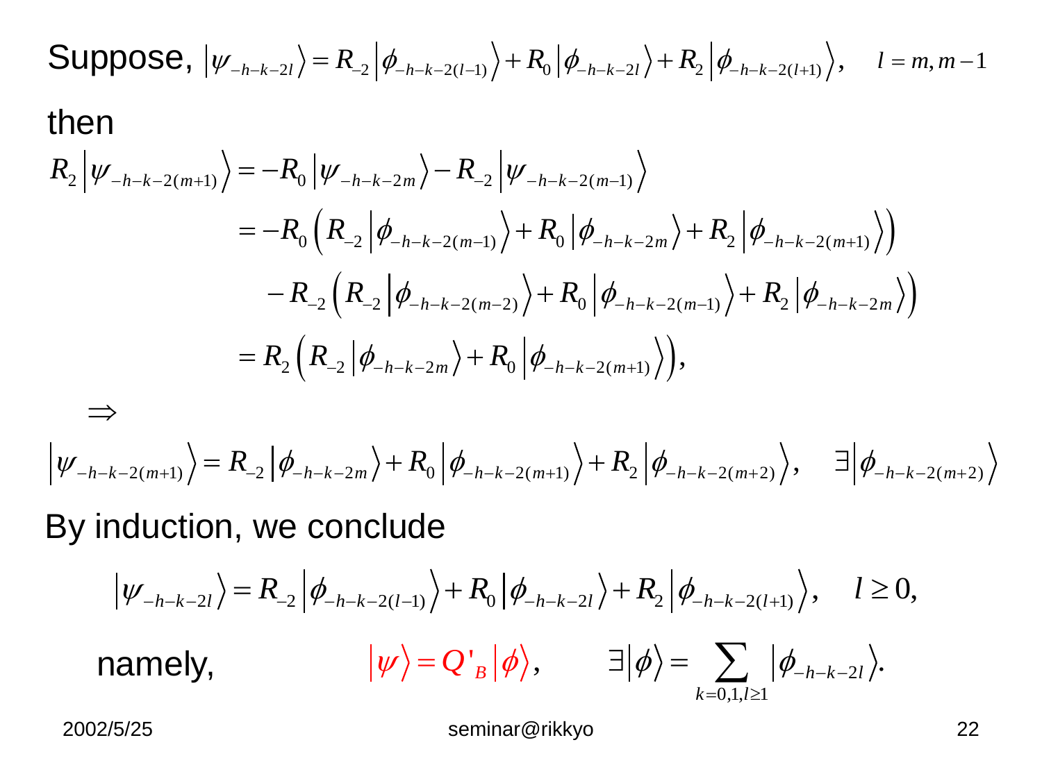Suppose, $\left|\psi_{-h-k-2l}\right\rangle = R_{-2}\left|\phi_{-h-k-2(l-1)}\right\rangle + R_0\left|\phi_{-h-k-2l}\right\rangle + R_2\left|\phi_{-h-k-2(l+1)}\right\rangle, \quad l = m, m-1$

then

$$
\begin{aligned}
R_2\left|\psi_{-h-k-2(m+1)}\right\rangle &= -R_0\left|\psi_{-h-k-2m}\right\rangle - R_{-2}\left|\psi_{-h-k-2(m-1)}\right\rangle \\
&= -R_0\left(R_{-2}\left|\phi_{-h-k-2(m-1)}\right\rangle + R_0\left|\phi_{-h-k-2m}\right\rangle + R_2\left|\phi_{-h-k-2(m+1)}\right\rangle\right) \\
&\quad - R_{-2}\left(R_{-2}\left|\phi_{-h-k-2(m-2)}\right\rangle + R_0\left|\phi_{-h-k-2(m-1)}\right\rangle + R_2\left|\phi_{-h-k-2m}\right\rangle\right) \\
&= R_2\left(R_{-2}\left|\phi_{-h-k-2m}\right\rangle + R_0\left|\phi_{-h-k-2(m+1)}\right\rangle\right),
\end{aligned}
$$

$\Rightarrow$

$$
\left|\psi_{-h-k-2(m+1)}\right\rangle = R_{-2}\left|\phi_{-h-k-2m}\right\rangle + R_0\left|\phi_{-h-k-2(m+1)}\right\rangle + R_2\left|\phi_{-h-k-2(m+2)}\right\rangle, \quad \exists\left|\phi_{-h-k-2(m+2)}\right\rangle
$$

By induction, we conclude

$$
\left|\psi_{-h-k-2l}\right\rangle = R_{-2}\left|\phi_{-h-k-2(l-1)}\right\rangle + R_0\left|\phi_{-h-k-2l}\right\rangle + R_2\left|\phi_{-h-k-2(l+1)}\right\rangle, \quad l \geq 0,
$$

namely, $\quad \left|\psi\right\rangle = Q'_B\left|\phi\right\rangle, \qquad \exists\left|\phi\right\rangle = \sum_{k=0,1,l\geq 1}\left|\phi_{-h-k-2l}\right\rangle.$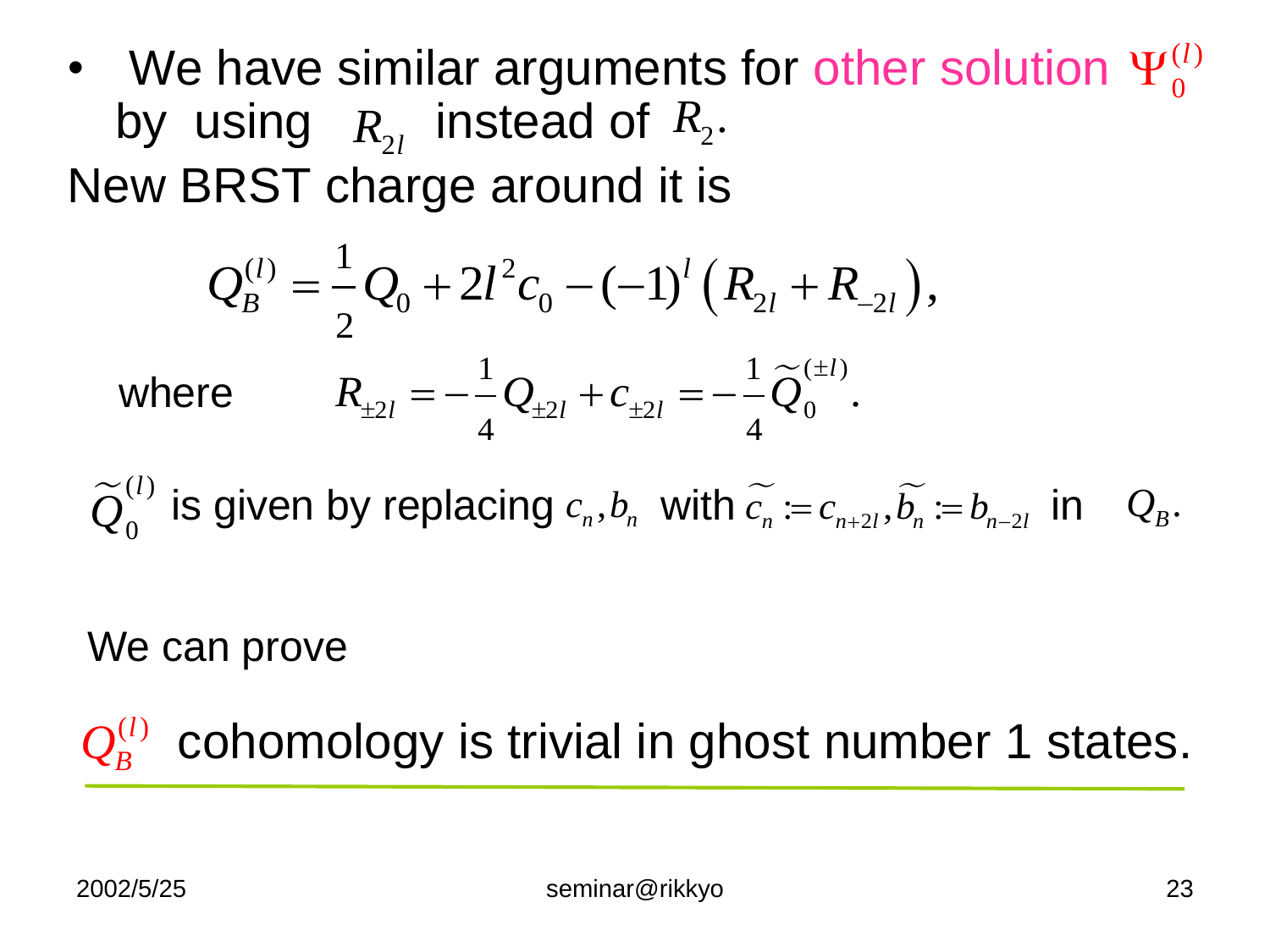- We have similar arguments for other solution $\Psi_0^{(l)}$ by using $R_{2l}$ instead of $R_2$.

New BRST charge around it is

$$Q_B^{(l)} = \frac{1}{2} Q_0 + 2l^2 c_0 - (-1)^l \left( R_{2l} + R_{-2l} \right),$$

where $$R_{\pm 2l} = -\frac{1}{4} Q_{\pm 2l} + c_{\pm 2l} = -\frac{1}{4} \widetilde{Q}_0^{(\pm l)}.$$

$\widetilde{Q}_0^{(l)}$ is given by replacing $c_n, b_n$ with $\widetilde{c_n} := c_{n+2l}, \widetilde{b_n} := b_{n-2l}$ in $Q_B$.

We can prove

$Q_B^{(l)}$ cohomology is trivial in ghost number 1 states.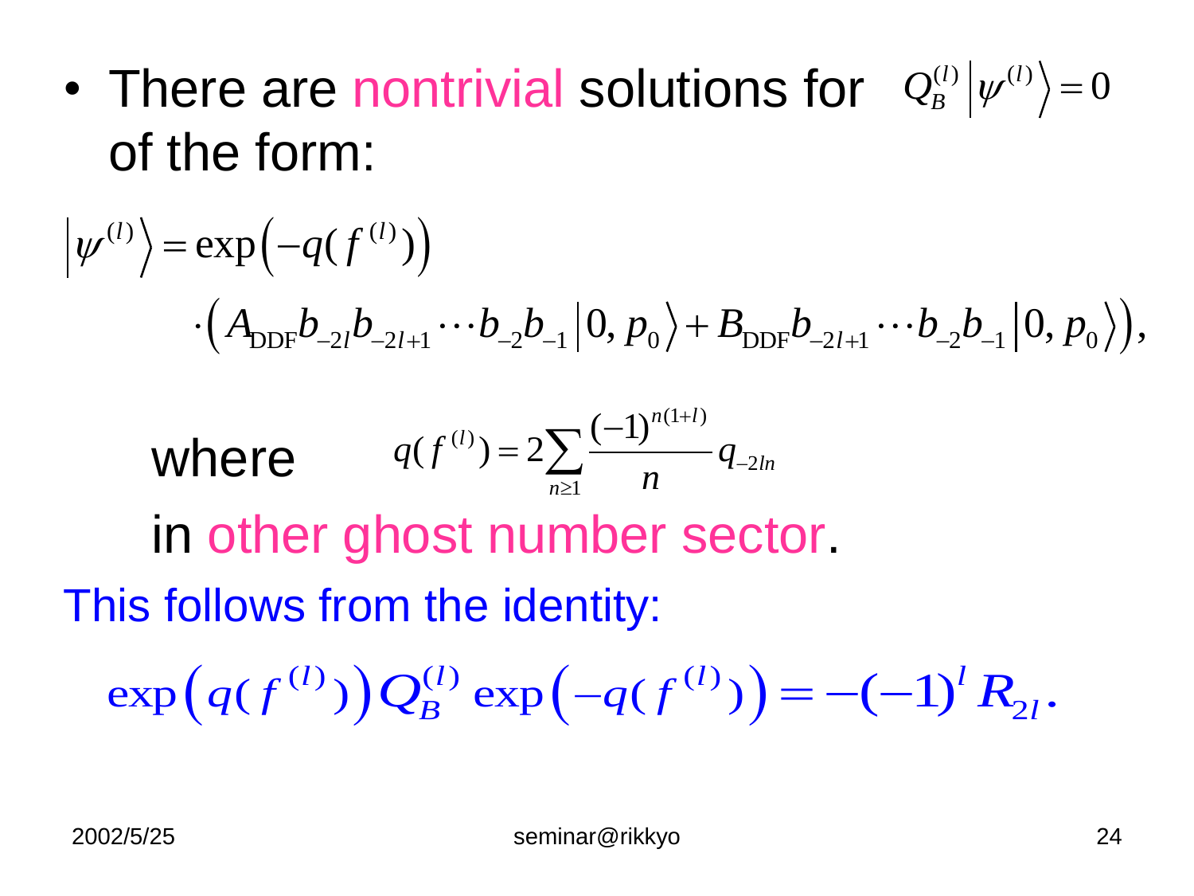- There are nontrivial solutions for $Q_B^{(l)} \left| \psi^{(l)} \right\rangle = 0$ of the form:

$$\left| \psi^{(l)} \right\rangle = \exp\left( -q(f^{(l)}) \right) \cdot \left( A_{\text{DDF}} b_{-2l} b_{-2l+1} \cdots b_{-2} b_{-1} \left| 0, p_0 \right\rangle + B_{\text{DDF}} b_{-2l+1} \cdots b_{-2} b_{-1} \left| 0, p_0 \right\rangle \right),$$

where $$q(f^{(l)}) = 2 \sum_{n \geq 1} \frac{(-1)^{n(1+l)}}{n} q_{-2ln}$$

in other ghost number sector.

This follows from the identity:

$$\exp\left( q(f^{(l)}) \right) Q_B^{(l)} \exp\left( -q(f^{(l)}) \right) = -(-1)^l R_{2l}.$$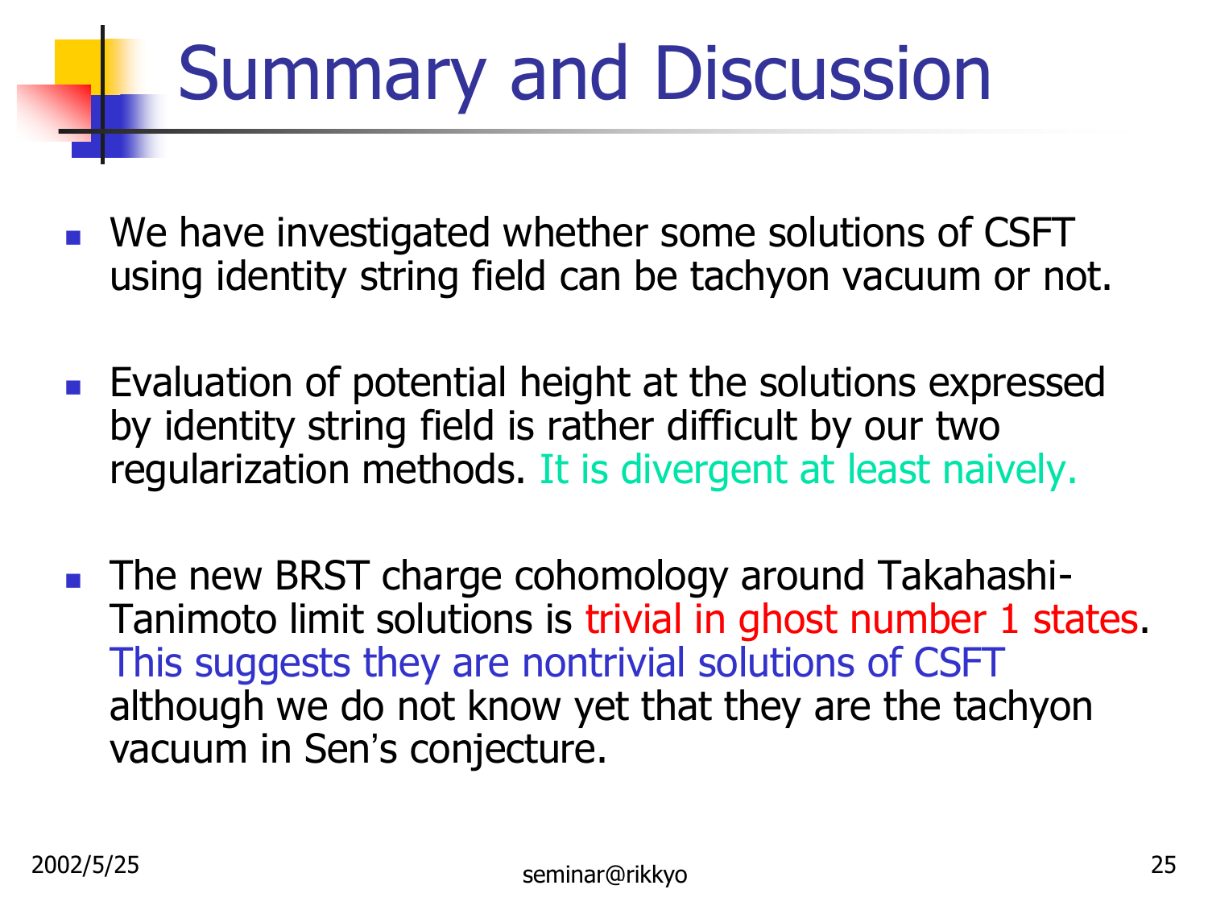# Summary and Discussion

- We have investigated whether some solutions of CSFT using identity string field can be tachyon vacuum or not.

- Evaluation of potential height at the solutions expressed by identity string field is rather difficult by our two regularization methods. It is divergent at least naively.

- The new BRST charge cohomology around Takahashi-Tanimoto limit solutions is trivial in ghost number 1 states. This suggests they are nontrivial solutions of CSFT although we do not know yet that they are the tachyon vacuum in Sen's conjecture.

2002/5/25 seminar@rikkyo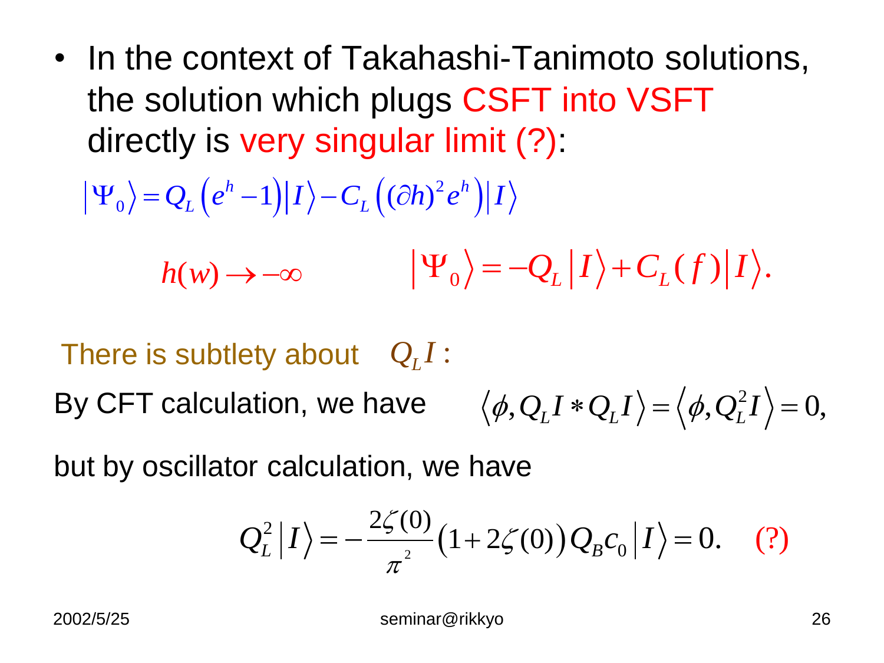- In the context of Takahashi-Tanimoto solutions, the solution which plugs CSFT into VSFT directly is very singular limit (?):

$$|\Psi_0\rangle = Q_L\left(e^h - 1\right)|I\rangle - C_L\left((\partial h)^2 e^h\right)|I\rangle$$

$$h(w) \to -\infty \qquad\qquad |\Psi_0\rangle = -Q_L|I\rangle + C_L(f)|I\rangle.$$

There is subtlety about $Q_L I$ :

By CFT calculation, we have $\langle \phi, Q_L I * Q_L I\rangle = \langle \phi, Q_L^2 I\rangle = 0,$

but by oscillator calculation, we have

$$Q_L^2|I\rangle = -\frac{2\zeta(0)}{\pi^2}\left(1 + 2\zeta(0)\right)Q_B c_0|I\rangle = 0. \quad (?)$$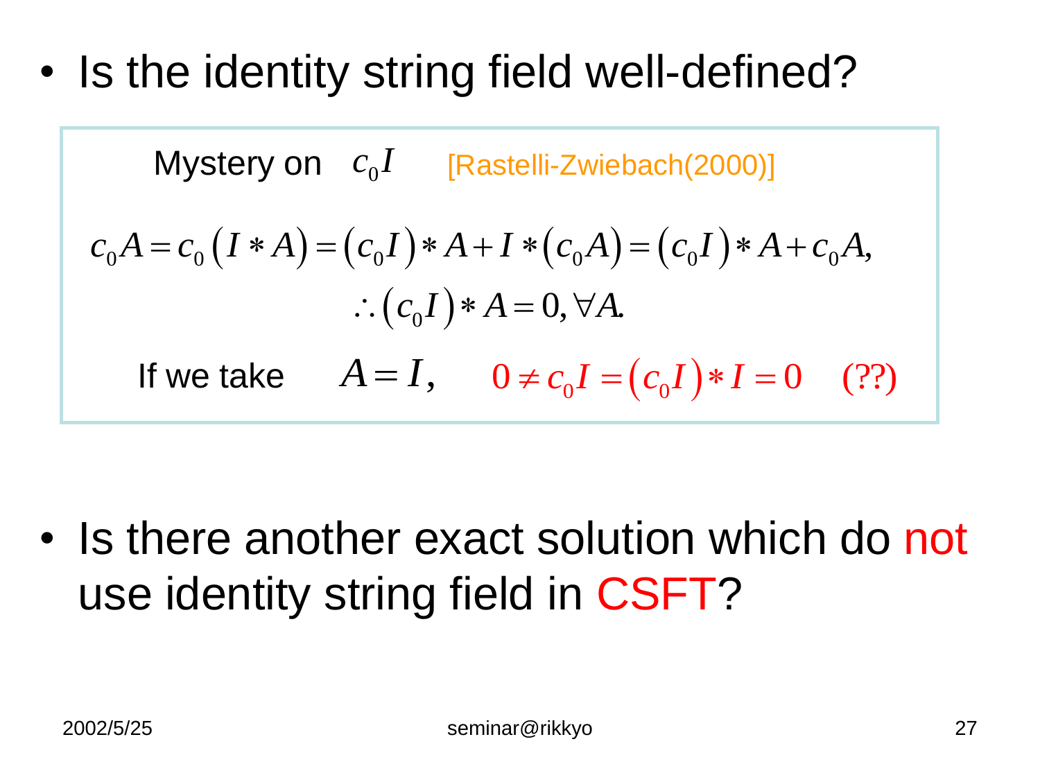- Is the identity string field well-defined?

Mystery on $c_0 I$ [Rastelli-Zwiebach(2000)]

$$c_0 A = c_0 \left( I * A \right) = \left( c_0 I \right) * A + I * \left( c_0 A \right) = \left( c_0 I \right) * A + c_0 A,$$

$$\therefore \left( c_0 I \right) * A = 0, \forall A.$$

If we take $A = I,$ $\quad 0 \neq c_0 I = \left( c_0 I \right) * I = 0 \quad (??)$

- Is there another exact solution which do not use identity string field in CSFT?

2002/5/25 seminar@rikkyo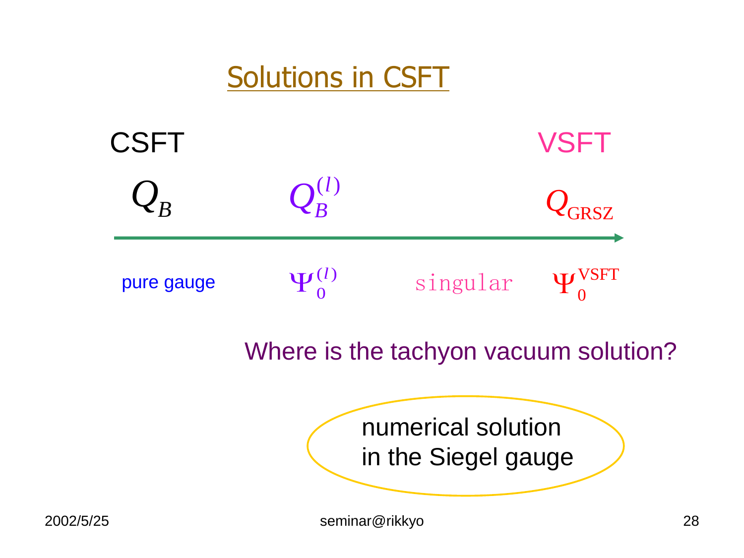# Solutions in CSFT

CSFT

VSFT

$Q_B$

$Q_B^{(l)}$

$Q_{\mathrm{GRSZ}}$

pure gauge

$\Psi_0^{(l)}$

singular

$\Psi_0^{\mathrm{VSFT}}$

Where is the tachyon vacuum solution?

numerical solution
in the Siegel gauge